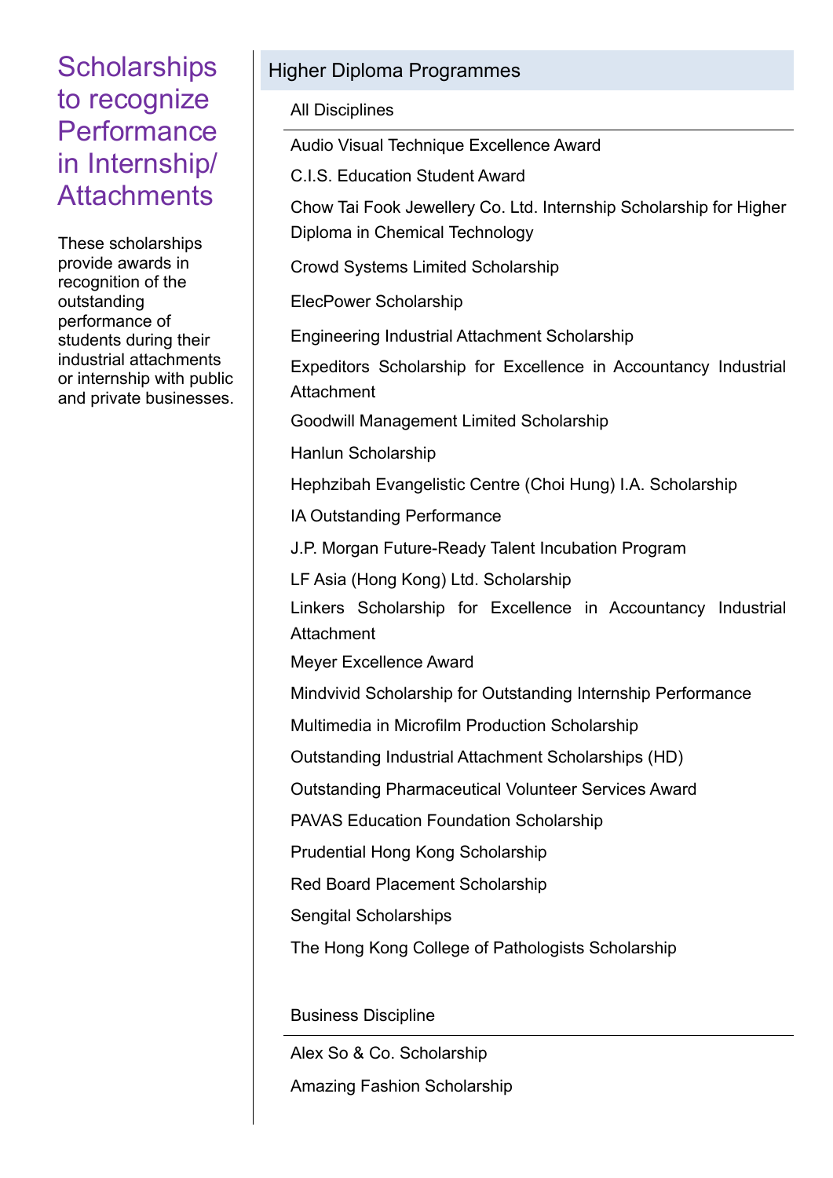# Scholarships to recognize Performance in Internship/ Attachments

These scholarships provide awards in recognition of the outstanding performance of students during their industrial attachments or internship with public and private businesses.

## Higher Diploma Programmes

### All Disciplines

- Audio Visual Technique Excellence Award
- C.I.S. Education Student Award
- Chow Tai Fook Jewellery Co. Ltd. Internship Scholarship for Higher Diploma in Chemical Technology
- Crowd Systems Limited Scholarship
- ElecPower Scholarship
- Engineering Industrial Attachment Scholarship
- Expeditors Scholarship for Excellence in Accountancy Industrial Attachment
- Goodwill Management Limited Scholarship
- Hanlun Scholarship
- Hephzibah Evangelistic Centre (Choi Hung) I.A. Scholarship
- IA Outstanding Performance
- J.P. Morgan Future-Ready Talent Incubation Program
- LF Asia (Hong Kong) Ltd. Scholarship
- Linkers Scholarship for Excellence in Accountancy Industrial Attachment
- Meyer Excellence Award
- Mindvivid Scholarship for Outstanding Internship Performance
- Multimedia in Microfilm Production Scholarship
- Outstanding Industrial Attachment Scholarships (HD)
- Outstanding Pharmaceutical Volunteer Services Award
- PAVAS Education Foundation Scholarship
- Prudential Hong Kong Scholarship
- Red Board Placement Scholarship
- Sengital Scholarships
- The Hong Kong College of Pathologists Scholarship

### Business Discipline

- Alex So & Co. Scholarship
- Amazing Fashion Scholarship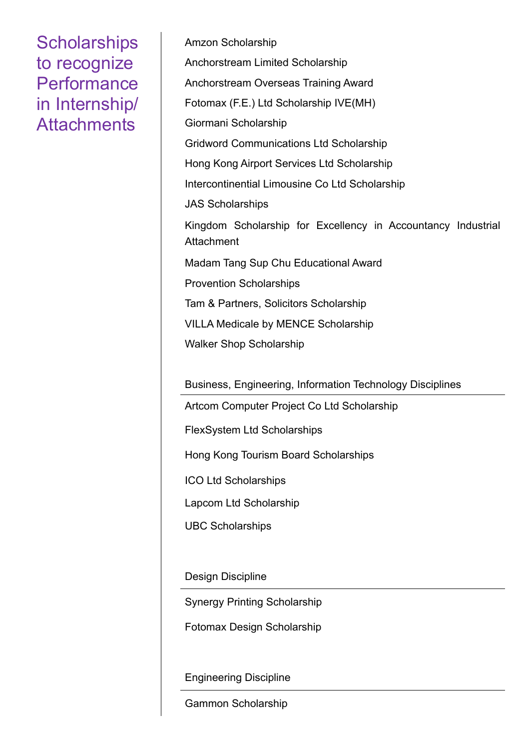# Scholarships to recognize Performance in Internship/ Attachments

Amzon Scholarship

Anchorstream Limited Scholarship

Anchorstream Overseas Training Award

Fotomax (F.E.) Ltd Scholarship IVE(MH)

Giormani Scholarship

Gridword Communications Ltd Scholarship

Hong Kong Airport Services Ltd Scholarship

Intercontinential Limousine Co Ltd Scholarship

JAS Scholarships

Kingdom Scholarship for Excellency in Accountancy Industrial Attachment

Madam Tang Sup Chu Educational Award

Provention Scholarships

Tam & Partners, Solicitors Scholarship

VILLA Medicale by MENCE Scholarship

Walker Shop Scholarship

## Business, Engineering, Information Technology Disciplines

Artcom Computer Project Co Ltd Scholarship

FlexSystem Ltd Scholarships

Hong Kong Tourism Board Scholarships

ICO Ltd Scholarships

Lapcom Ltd Scholarship

UBC Scholarships

## Design Discipline

Synergy Printing Scholarship

Fotomax Design Scholarship

## Engineering Discipline

Gammon Scholarship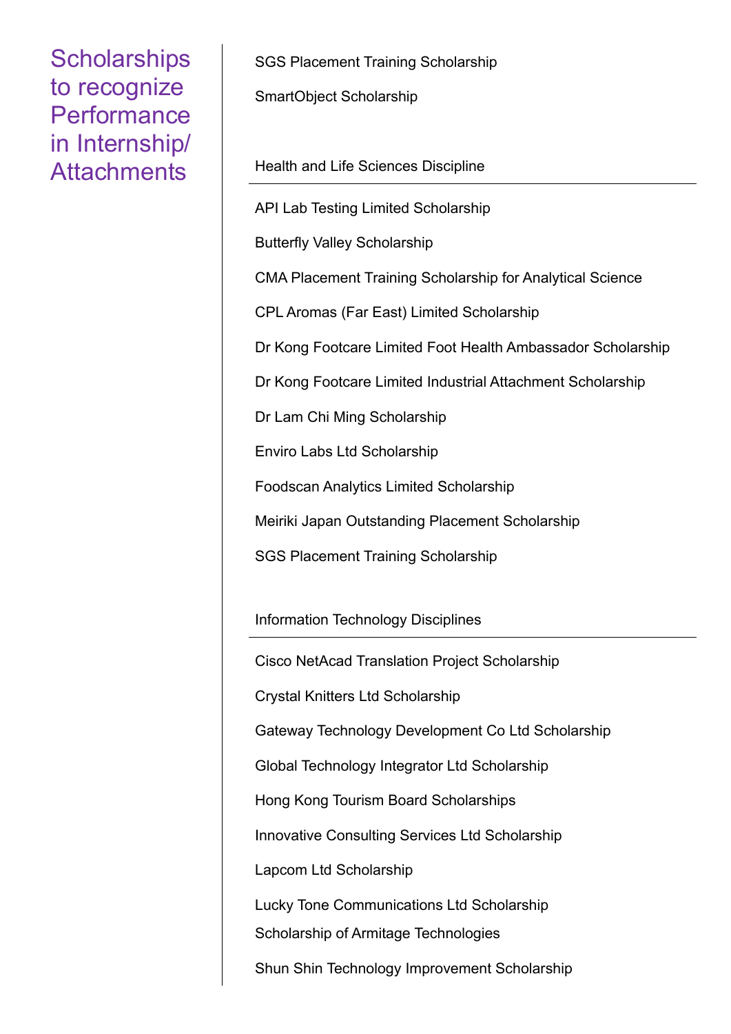# Scholarships to recognize Performance in Internship/ Attachments

SGS Placement Training Scholarship

SmartObject Scholarship

### Health and Life Sciences Discipline

API Lab Testing Limited Scholarship

Butterfly Valley Scholarship

CMA Placement Training Scholarship for Analytical Science

CPL Aromas (Far East) Limited Scholarship

Dr Kong Footcare Limited Foot Health Ambassador Scholarship

Dr Kong Footcare Limited Industrial Attachment Scholarship

Dr Lam Chi Ming Scholarship

Enviro Labs Ltd Scholarship

Foodscan Analytics Limited Scholarship

Meiriki Japan Outstanding Placement Scholarship

SGS Placement Training Scholarship

### Information Technology Disciplines

Cisco NetAcad Translation Project Scholarship

Crystal Knitters Ltd Scholarship

Gateway Technology Development Co Ltd Scholarship

Global Technology Integrator Ltd Scholarship

Hong Kong Tourism Board Scholarships

Innovative Consulting Services Ltd Scholarship

Lapcom Ltd Scholarship

Lucky Tone Communications Ltd Scholarship

Scholarship of Armitage Technologies

Shun Shin Technology Improvement Scholarship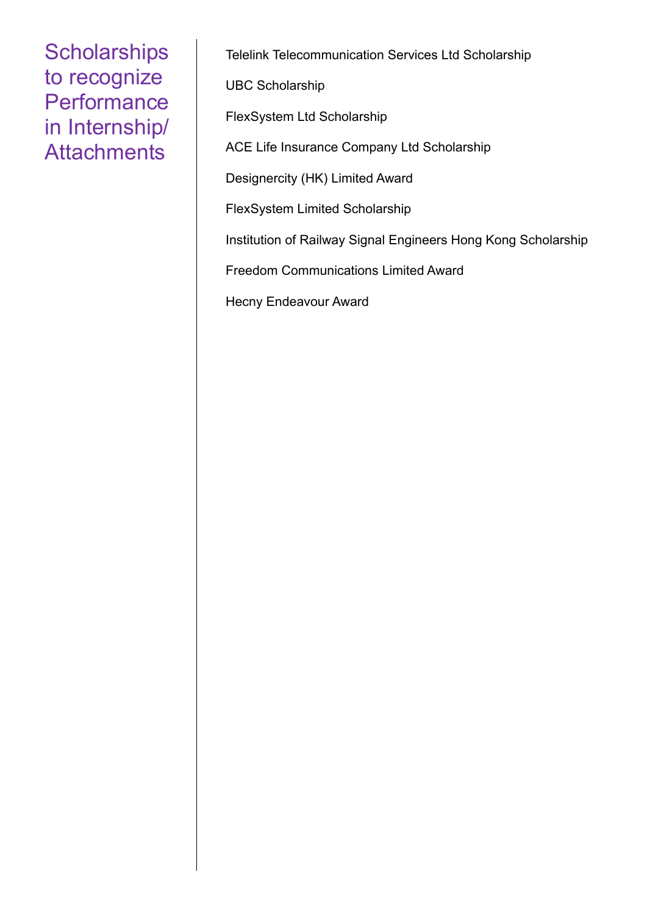## Scholarships to recognize Performance in Internship/ Attachments

Telelink Telecommunication Services Ltd Scholarship

UBC Scholarship

FlexSystem Ltd Scholarship

ACE Life Insurance Company Ltd Scholarship

Designercity (HK) Limited Award

FlexSystem Limited Scholarship

Institution of Railway Signal Engineers Hong Kong Scholarship

Freedom Communications Limited Award

Hecny Endeavour Award